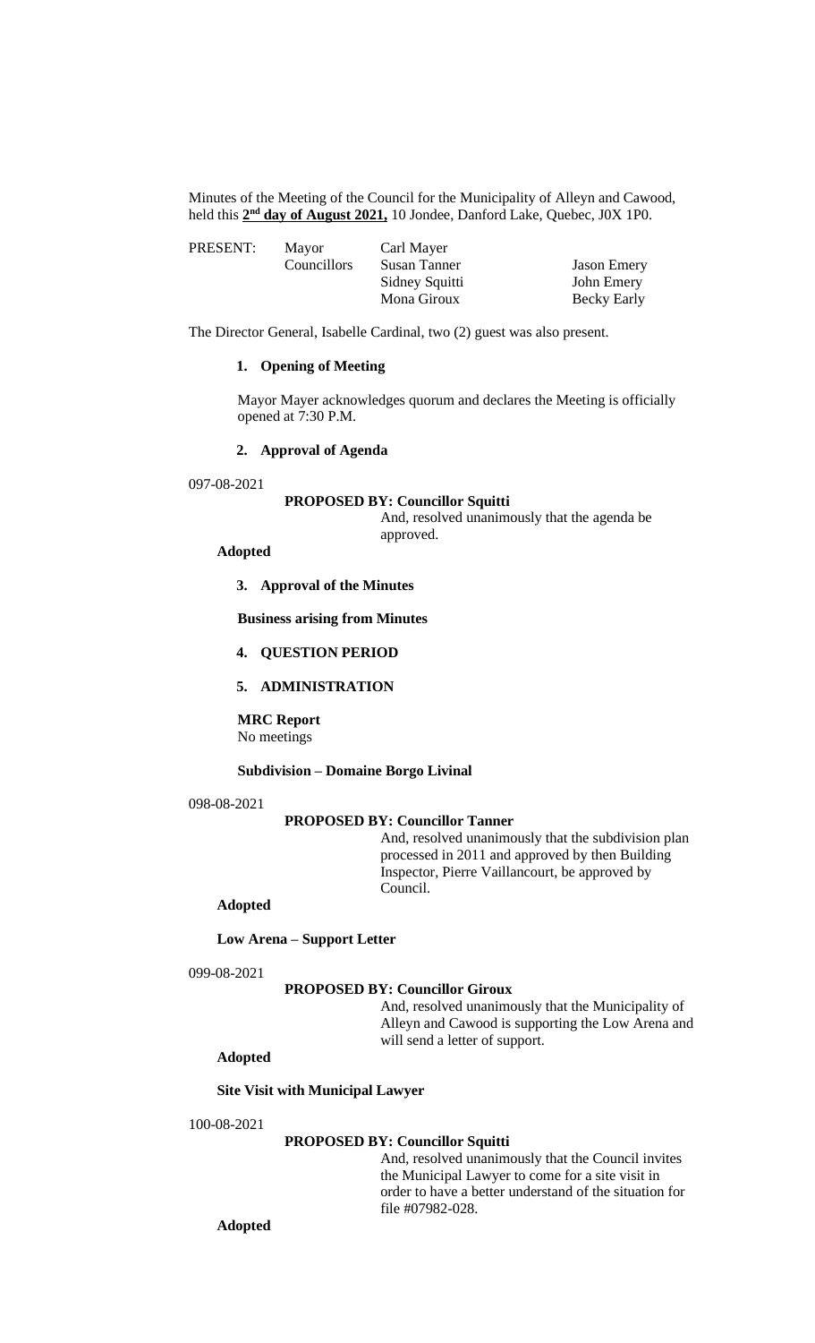Minutes of the Meeting of the Council for the Municipality of Alleyn and Cawood, held this **2nd day of August 2021,** 10 Jondee, Danford Lake, Quebec, J0X 1P0.

| PRESENT: | Mayor | Carl Mayer | |
|---|---|---|---|
| | Councillors | Susan Tanner | Jason Emery |
| | | Sidney Squitti | John Emery |
| | | Mona Giroux | Becky Early |

The Director General, Isabelle Cardinal, two (2) guest was also present.

### 1. Opening of Meeting

Mayor Mayer acknowledges quorum and declares the Meeting is officially opened at 7:30 P.M.

### 2. Approval of Agenda

097-08-2021

**PROPOSED BY: Councillor Squitti**

And, resolved unanimously that the agenda be approved.

**Adopted**

### 3. Approval of the Minutes

**Business arising from Minutes**

### 4. QUESTION PERIOD

### 5. ADMINISTRATION

**MRC Report**

No meetings

**Subdivision – Domaine Borgo Livinal**

098-08-2021

**PROPOSED BY: Councillor Tanner**

And, resolved unanimously that the subdivision plan processed in 2011 and approved by then Building Inspector, Pierre Vaillancourt, be approved by Council.

**Adopted**

**Low Arena – Support Letter**

099-08-2021

**PROPOSED BY: Councillor Giroux**

And, resolved unanimously that the Municipality of Alleyn and Cawood is supporting the Low Arena and will send a letter of support.

**Adopted**

**Site Visit with Municipal Lawyer**

100-08-2021

**PROPOSED BY: Councillor Squitti**

And, resolved unanimously that the Council invites the Municipal Lawyer to come for a site visit in order to have a better understand of the situation for file #07982-028.

**Adopted**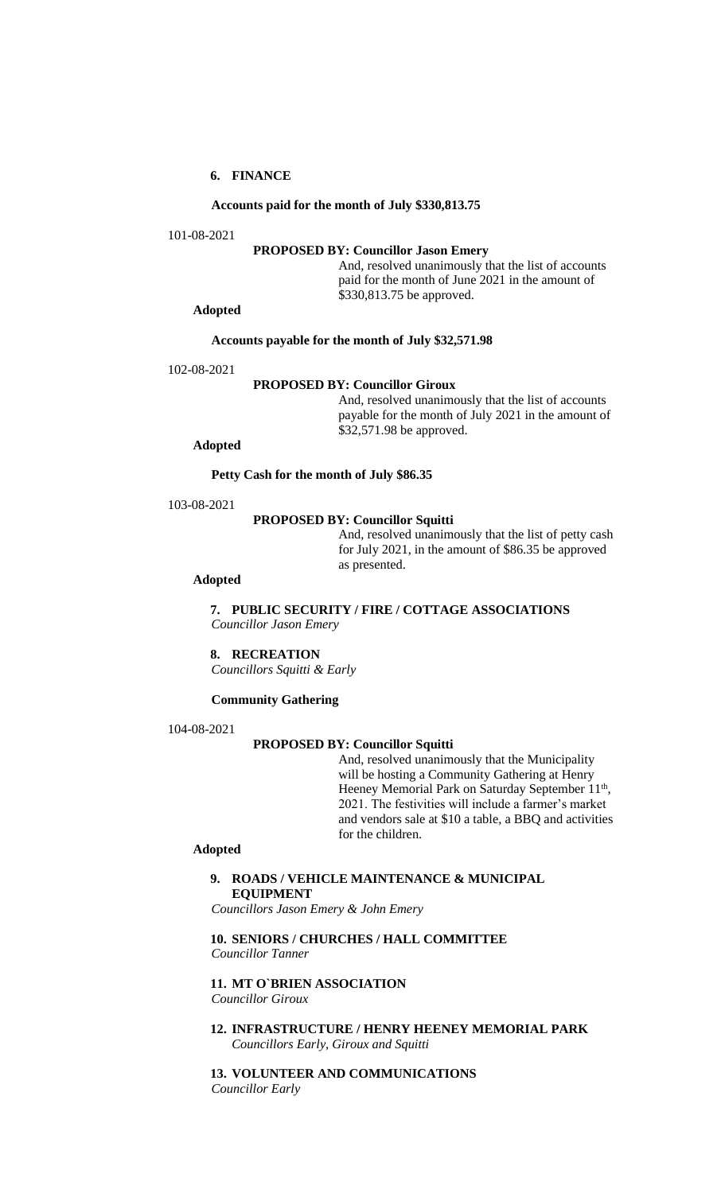## 6. FINANCE

**Accounts paid for the month of July $330,813.75**

101-08-2021

**PROPOSED BY: Councillor Jason Emery**

And, resolved unanimously that the list of accounts paid for the month of June 2021 in the amount of $330,813.75 be approved.

**Adopted**

**Accounts payable for the month of July $32,571.98**

102-08-2021

**PROPOSED BY: Councillor Giroux**

And, resolved unanimously that the list of accounts payable for the month of July 2021 in the amount of $32,571.98 be approved.

**Adopted**

**Petty Cash for the month of July $86.35**

103-08-2021

**PROPOSED BY: Councillor Squitti**

And, resolved unanimously that the list of petty cash for July 2021, in the amount of $86.35 be approved as presented.

**Adopted**

## 7. PUBLIC SECURITY / FIRE / COTTAGE ASSOCIATIONS

*Councillor Jason Emery*

## 8. RECREATION

*Councillors Squitti & Early*

**Community Gathering**

104-08-2021

**PROPOSED BY: Councillor Squitti**

And, resolved unanimously that the Municipality will be hosting a Community Gathering at Henry Heeney Memorial Park on Saturday September 11th, 2021. The festivities will include a farmer's market and vendors sale at $10 a table, a BBQ and activities for the children.

**Adopted**

## 9. ROADS / VEHICLE MAINTENANCE & MUNICIPAL EQUIPMENT

*Councillors Jason Emery & John Emery*

## 10. SENIORS / CHURCHES / HALL COMMITTEE

*Councillor Tanner*

## 11. MT O`BRIEN ASSOCIATION

*Councillor Giroux*

## 12. INFRASTRUCTURE / HENRY HEENEY MEMORIAL PARK

*Councillors Early, Giroux and Squitti*

## 13. VOLUNTEER AND COMMUNICATIONS

*Councillor Early*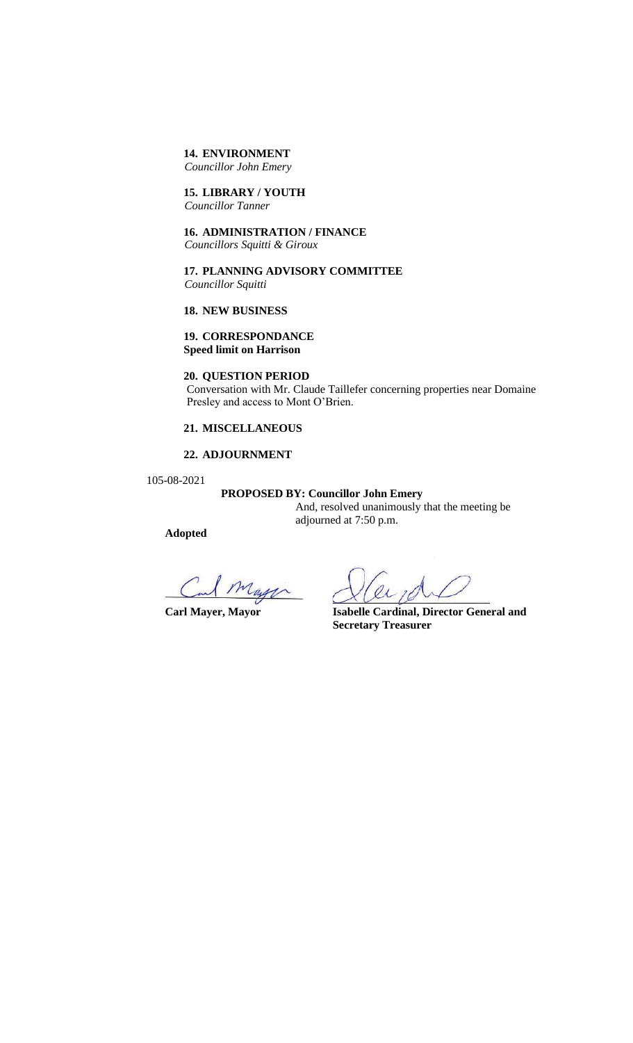**14. ENVIRONMENT**
*Councillor John Emery*

**15. LIBRARY / YOUTH**
*Councillor Tanner*

**16. ADMINISTRATION / FINANCE**
*Councillors Squitti & Giroux*

**17. PLANNING ADVISORY COMMITTEE**
*Councillor Squitti*

**18. NEW BUSINESS**

**19. CORRESPONDANCE**
**Speed limit on Harrison**

**20. QUESTION PERIOD**
Conversation with Mr. Claude Taillefer concerning properties near Domaine Presley and access to Mont O'Brien.

**21. MISCELLANEOUS**

**22. ADJOURNMENT**

105-08-2021

**PROPOSED BY: Councillor John Emery**

And, resolved unanimously that the meeting be adjourned at 7:50 p.m.

**Adopted**

**Carl Mayer, Mayor**

**Isabelle Cardinal, Director General and Secretary Treasurer**